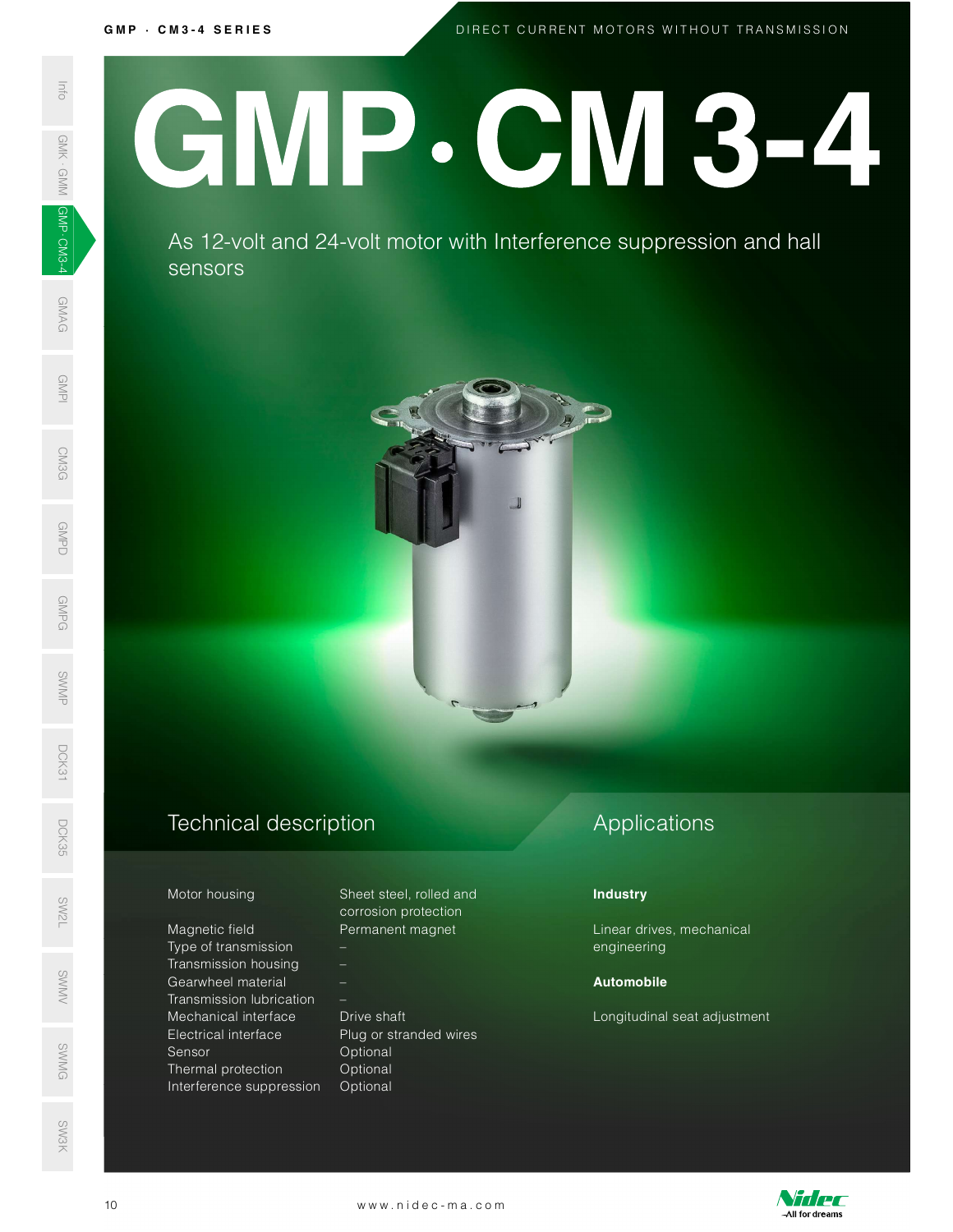# GMP · CM 3-4

As 12-volt and 24-volt motor with Interference suppression and hall sensors

## Technical description

| | |
|---|---|
| Motor housing | Sheet steel, rolled and corrosion protection |
| Magnetic field | Permanent magnet |
| Type of transmission | – |
| Transmission housing | – |
| Gearwheel material | – |
| Transmission lubrication | – |
| Mechanical interface | Drive shaft |
| Electrical interface | Plug or stranded wires |
| Sensor | Optional |
| Thermal protection | Optional |
| Interference suppression | Optional |

## Applications

**Industry**

Linear drives, mechanical engineering

**Automobile**

Longitudinal seat adjustment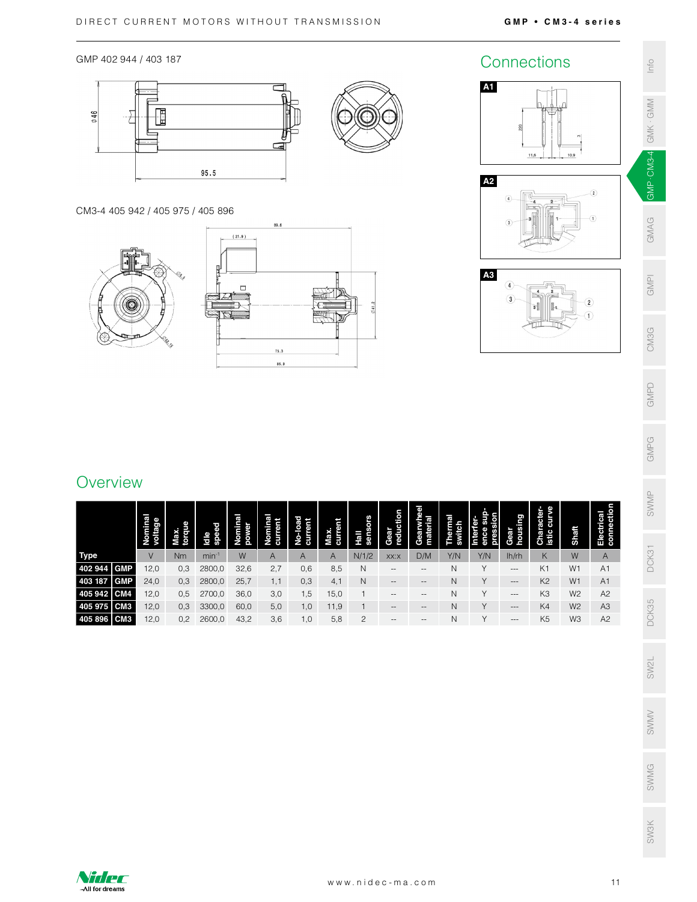GMP 402 944 / 403 187

CM3-4 405 942 / 405 975 / 405 896

## Connections

A1

A2

A3

## Overview

| Type | | Nominal voltage | Max. torque | Idle speed | Nominal power | Nominal current | No-load current | Max. current | Hall sensors | Gear reduction | Gearwheel material | Thermal switch | Interference suppression | Gear housing | Characteristic curve | Shaft | Electrical connection |
|---|---|---|---|---|---|---|---|---|---|---|---|---|---|---|---|---|---|
| | | V | Nm | min⁻¹ | W | A | A | A | N/1/2 | xx:x | D/M | Y/N | Y/N | lh/rh | K | W | A |
| 402 944 | GMP | 12,0 | 0,3 | 2800,0 | 32,6 | 2,7 | 0,6 | 8,5 | N | -- | -- | N | Y | --- | K1 | W1 | A1 |
| 403 187 | GMP | 24,0 | 0,3 | 2800,0 | 25,7 | 1,1 | 0,3 | 4,1 | N | -- | -- | N | Y | --- | K2 | W1 | A1 |
| 405 942 | CM4 | 12,0 | 0,5 | 2700,0 | 36,0 | 3,0 | 1,5 | 15,0 | 1 | -- | -- | N | Y | --- | K3 | W2 | A2 |
| 405 975 | CM3 | 12,0 | 0,3 | 3300,0 | 60,0 | 5,0 | 1,0 | 11,9 | 1 | -- | -- | N | Y | --- | K4 | W2 | A3 |
| 405 896 | CM3 | 12,0 | 0,2 | 2600,0 | 43,2 | 3,6 | 1,0 | 5,8 | 2 | -- | -- | N | Y | --- | K5 | W3 | A2 |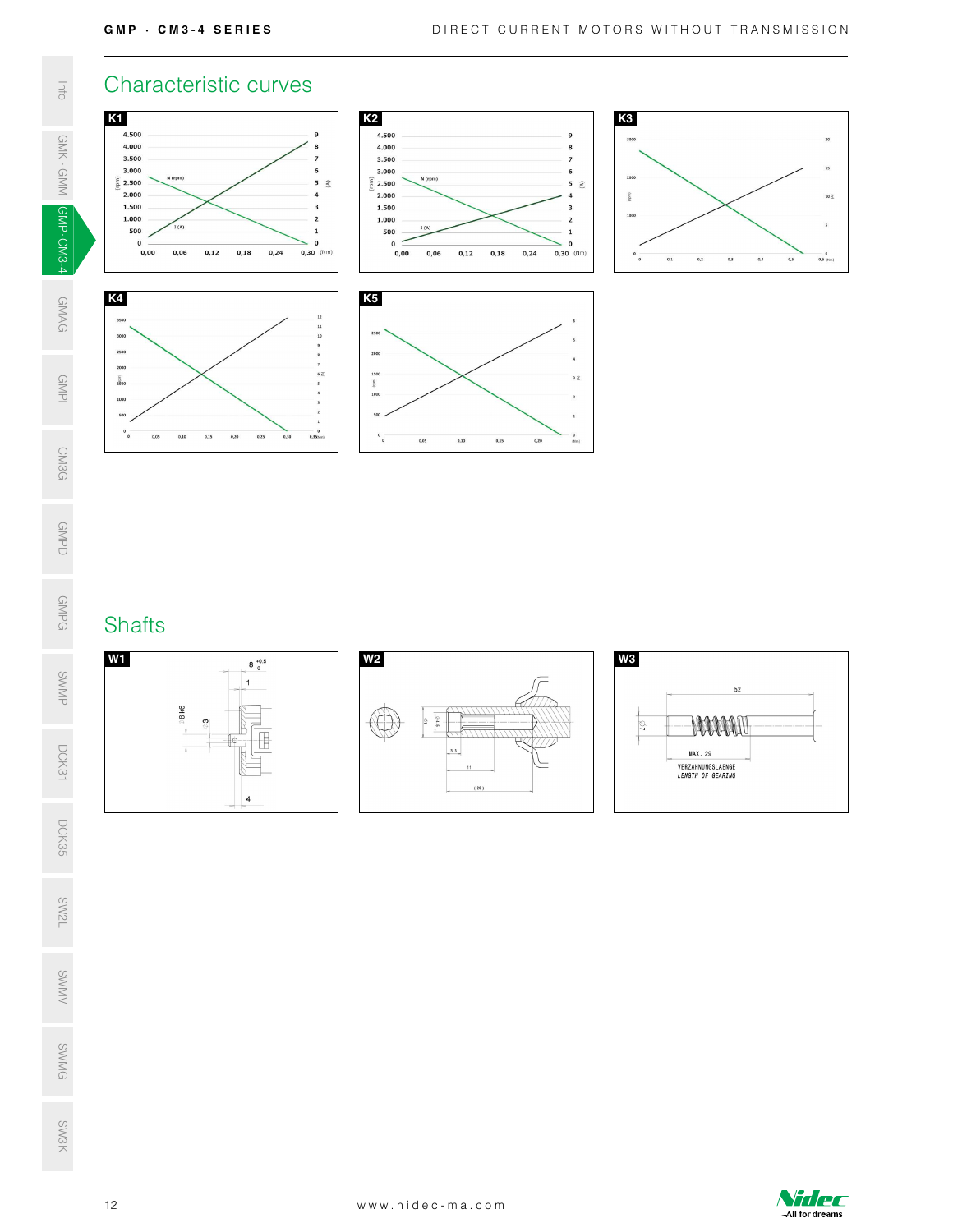## Characteristic curves

**K1**

4.500
4.000
3.500
3.000
2.500
2.000
1.500
1.000
500
0

(rpm)

N (rpm)

I (A)

9
8
7
6
5
4
3
2
1
0

(A)

0,00 0,06 0,12 0,18 0,24 0,30 (Nm)

**K2**

4.500
4.000
3.500
3.000
2.500
2.000
1.500
1.000
500
0

(rpm)

N (rpm)

I (A)

9
8
7
6
5
4
3
2
1
0

(A)

0,00 0,06 0,12 0,18 0,24 0,30 (Nm)

**K3**

3000
2000
1000
0

(rpm)

20
15
10 (A)
5
0

0 0,1 0,2 0,3 0,4 0,5 0,6 (Nm)

**K4**

3500
3000
2500
2000
1500
1000
500
0

(rpm)

12
11
10
9
8
7
6 (A)
5
4
3
2
1
0

0 0,05 0,10 0,15 0,20 0,25 0,30 0,35(Nm)

**K5**

2500
2000
1500
1000
500
0

(rpm)

6
5
4
3 (A)
2
1
0

0 0,05 0,10 0,15 0,20 (Nm)

## Shafts

**W1**

8 +0,5 0

1

Ø 8 k6

Ø 3

4

**W2**

Ø 7

Ø 4,5

3,3

11

( 30 )

**W3**

52

Ø 7

MAX. 29

VERZAHNUNGSLAENGE

*LENGTH OF GEARING*